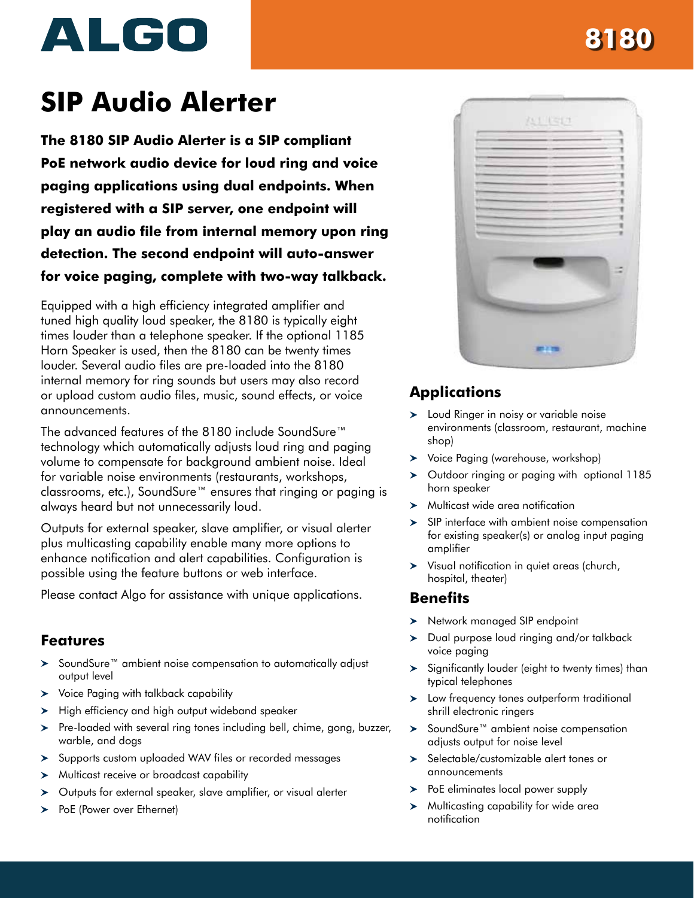# ALGO 8180

# SIP Audio Alerter

**The 8180 SIP Audio Alerter is a SIP compliant PoE network audio device for loud ring and voice paging applications using dual endpoints. When registered with a SIP server, one endpoint will play an audio file from internal memory upon ring detection. The second endpoint will auto-answer for voice paging, complete with two-way talkback.**

Equipped with a high efficiency integrated amplifier and tuned high quality loud speaker, the 8180 is typically eight times louder than a telephone speaker. If the optional 1185 Horn Speaker is used, then the 8180 can be twenty times louder. Several audio files are pre-loaded into the 8180 internal memory for ring sounds but users may also record or upload custom audio files, music, sound effects, or voice announcements.

The advanced features of the 8180 include SoundSure™ technology which automatically adjusts loud ring and paging volume to compensate for background ambient noise. Ideal for variable noise environments (restaurants, workshops, classrooms, etc.), SoundSure™ ensures that ringing or paging is always heard but not unnecessarily loud.

Outputs for external speaker, slave amplifier, or visual alerter plus multicasting capability enable many more options to enhance notification and alert capabilities. Configuration is possible using the feature buttons or web interface.

Please contact Algo for assistance with unique applications.

## Features

- SoundSure™ ambient noise compensation to automatically adjust output level
- Voice Paging with talkback capability
- High efficiency and high output wideband speaker
- Pre-loaded with several ring tones including bell, chime, gong, buzzer, warble, and dogs
- Supports custom uploaded WAV files or recorded messages
- Multicast receive or broadcast capability
- Outputs for external speaker, slave amplifier, or visual alerter
- PoE (Power over Ethernet)

## Applications

- Loud Ringer in noisy or variable noise environments (classroom, restaurant, machine shop)
- Voice Paging (warehouse, workshop)
- Outdoor ringing or paging with optional 1185 horn speaker
- Multicast wide area notification
- SIP interface with ambient noise compensation for existing speaker(s) or analog input paging amplifier
- Visual notification in quiet areas (church, hospital, theater)

## Benefits

- Network managed SIP endpoint
- Dual purpose loud ringing and/or talkback voice paging
- Significantly louder (eight to twenty times) than typical telephones
- Low frequency tones outperform traditional shrill electronic ringers
- SoundSure™ ambient noise compensation adjusts output for noise level
- Selectable/customizable alert tones or announcements
- PoE eliminates local power supply
- Multicasting capability for wide area notification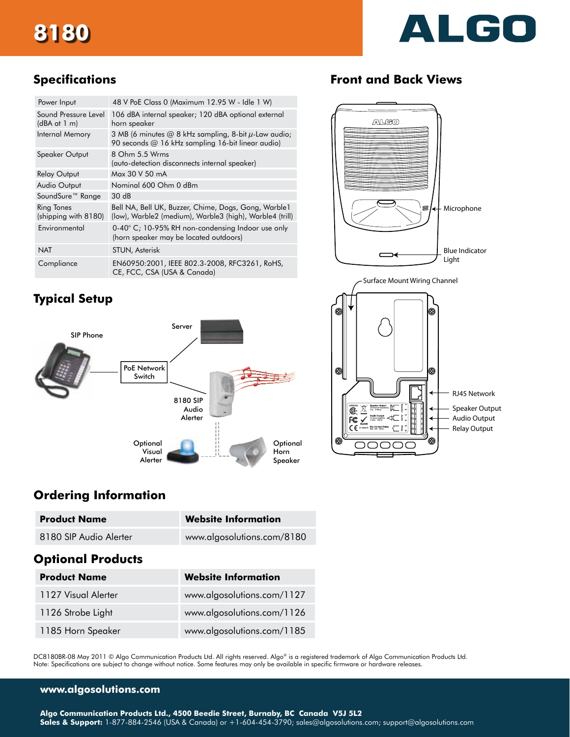# 8180

ALGO

## Specifications

| | |
|---|---|
| Power Input | 48 V PoE Class 0 (Maximum 12.95 W - Idle 1 W) |
| Sound Pressure Level (dBA at 1 m) | 106 dBA internal speaker; 120 dBA optional external horn speaker |
| Internal Memory | 3 MB (6 minutes @ 8 kHz sampling, 8-bit $\mu$-Law audio; 90 seconds @ 16 kHz sampling 16-bit linear audio) |
| Speaker Output | 8 Ohm 5.5 Wrms (auto-detection disconnects internal speaker) |
| Relay Output | Max 30 V 50 mA |
| Audio Output | Nominal 600 Ohm 0 dBm |
| SoundSure™ Range | 30 dB |
| Ring Tones (shipping with 8180) | Bell NA, Bell UK, Buzzer, Chime, Dogs, Gong, Warble1 (low), Warble2 (medium), Warble3 (high), Warble4 (trill) |
| Environmental | 0-40° C; 10-95% RH non-condensing Indoor use only (horn speaker may be located outdoors) |
| NAT | STUN, Asterisk |
| Compliance | EN60950:2001, IEEE 802.3-2008, RFC3261, RoHS, CE, FCC, CSA (USA & Canada) |

## Front and Back Views

Microphone

Blue Indicator Light

Surface Mount Wiring Channel

RJ45 Network

Speaker Output

Audio Output

Relay Output

## Typical Setup

SIP Phone

Server

PoE Network Switch

8180 SIP Audio Alerter

Optional Visual Alerter

Optional Horn Speaker

## Ordering Information

| Product Name | Website Information |
|---|---|
| 8180 SIP Audio Alerter | www.algosolutions.com/8180 |

## Optional Products

| Product Name | Website Information |
|---|---|
| 1127 Visual Alerter | www.algosolutions.com/1127 |
| 1126 Strobe Light | www.algosolutions.com/1126 |
| 1185 Horn Speaker | www.algosolutions.com/1185 |

DC8180BR-08 May 2011 © Algo Communication Products Ltd. All rights reserved. Algo® is a registered trademark of Algo Communication Products Ltd.
Note: Specifications are subject to change without notice. Some features may only be available in specific firmware or hardware releases.

**www.algosolutions.com**

**Algo Communication Products Ltd., 4500 Beedie Street, Burnaby, BC Canada V5J 5L2**
**Sales & Support:** 1-877-884-2546 (USA & Canada) or +1-604-454-3790; sales@algosolutions.com; support@algosolutions.com